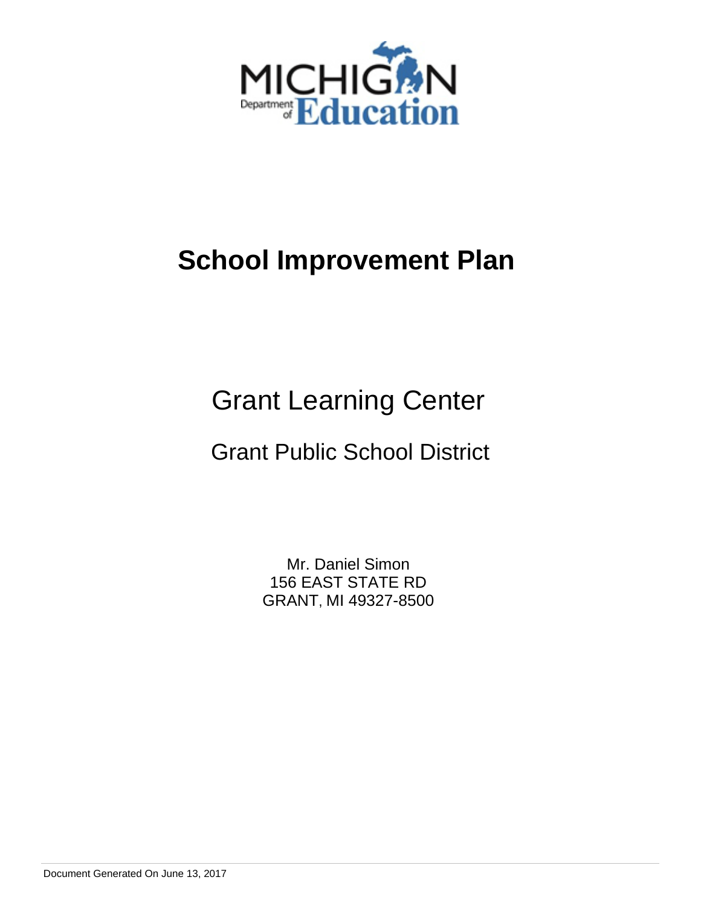# School Improvement Plan

## Grant Learning Center

### Grant Public School District

Mr. Daniel Simon
156 EAST STATE RD
GRANT, MI 49327-8500

Document Generated On June 13, 2017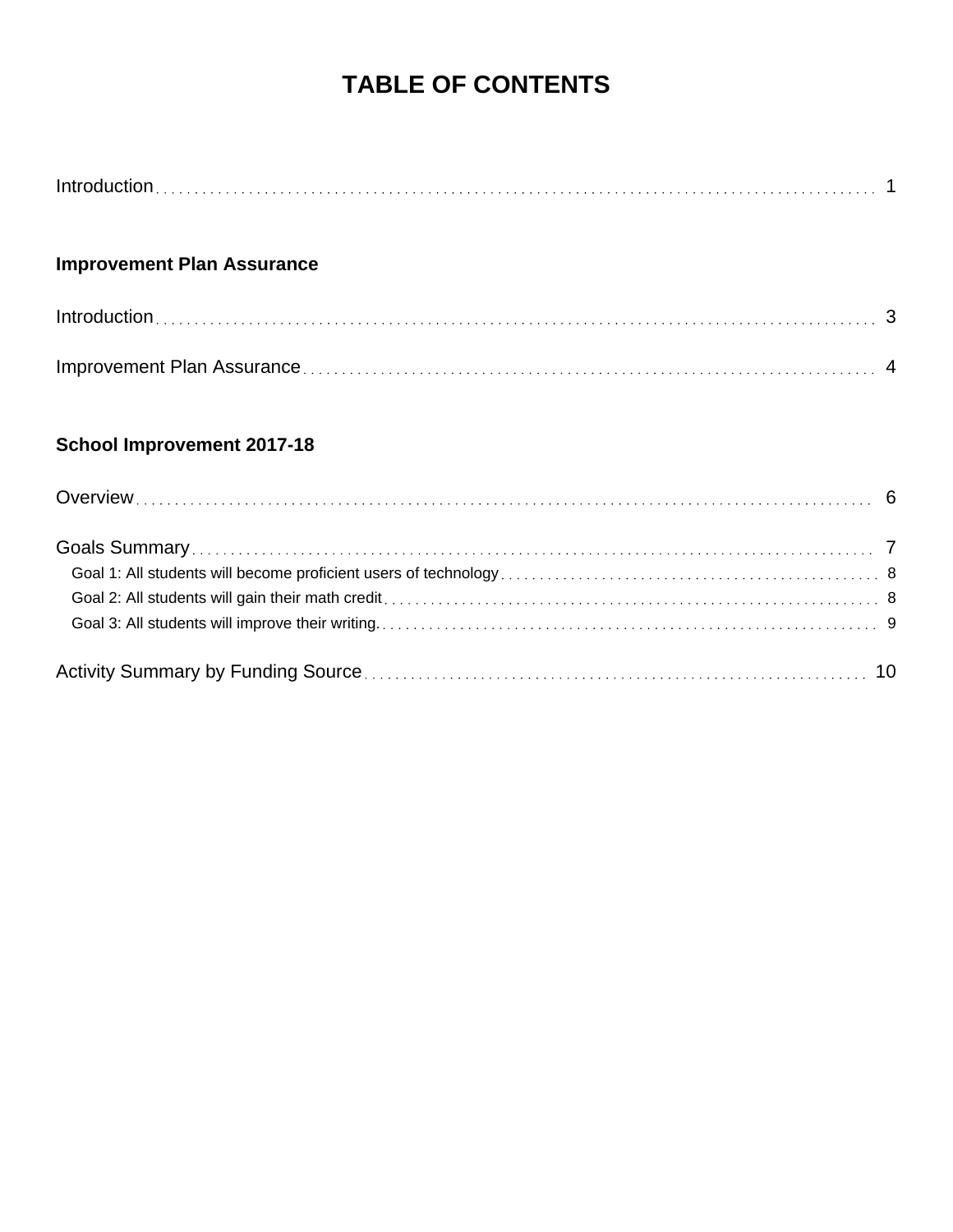# TABLE OF CONTENTS

Introduction . . . . . . . . . . 1

**Improvement Plan Assurance**

Introduction . . . . . . . . . . 3

Improvement Plan Assurance . . . . . . . . . . 4

**School Improvement 2017-18**

Overview . . . . . . . . . . 6

Goals Summary . . . . . . . . . . 7

- Goal 1: All students will become proficient users of technology . . . . . . . . . . 8
- Goal 2: All students will gain their math credit . . . . . . . . . . 8
- Goal 3: All students will improve their writing. . . . . . . . . . . 9

Activity Summary by Funding Source . . . . . . . . . . 10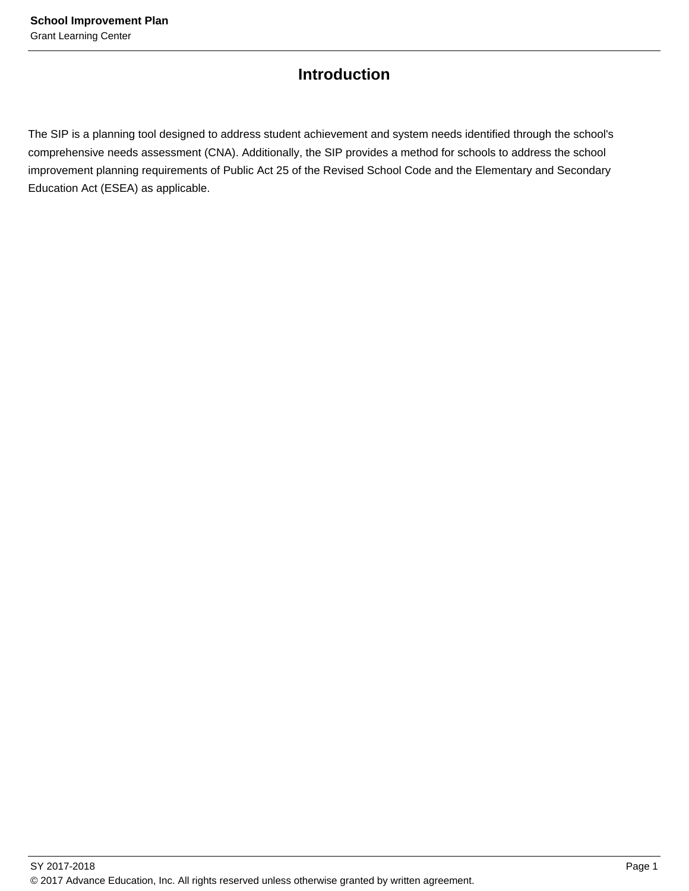# Introduction

The SIP is a planning tool designed to address student achievement and system needs identified through the school's comprehensive needs assessment (CNA). Additionally, the SIP provides a method for schools to address the school improvement planning requirements of Public Act 25 of the Revised School Code and the Elementary and Secondary Education Act (ESEA) as applicable.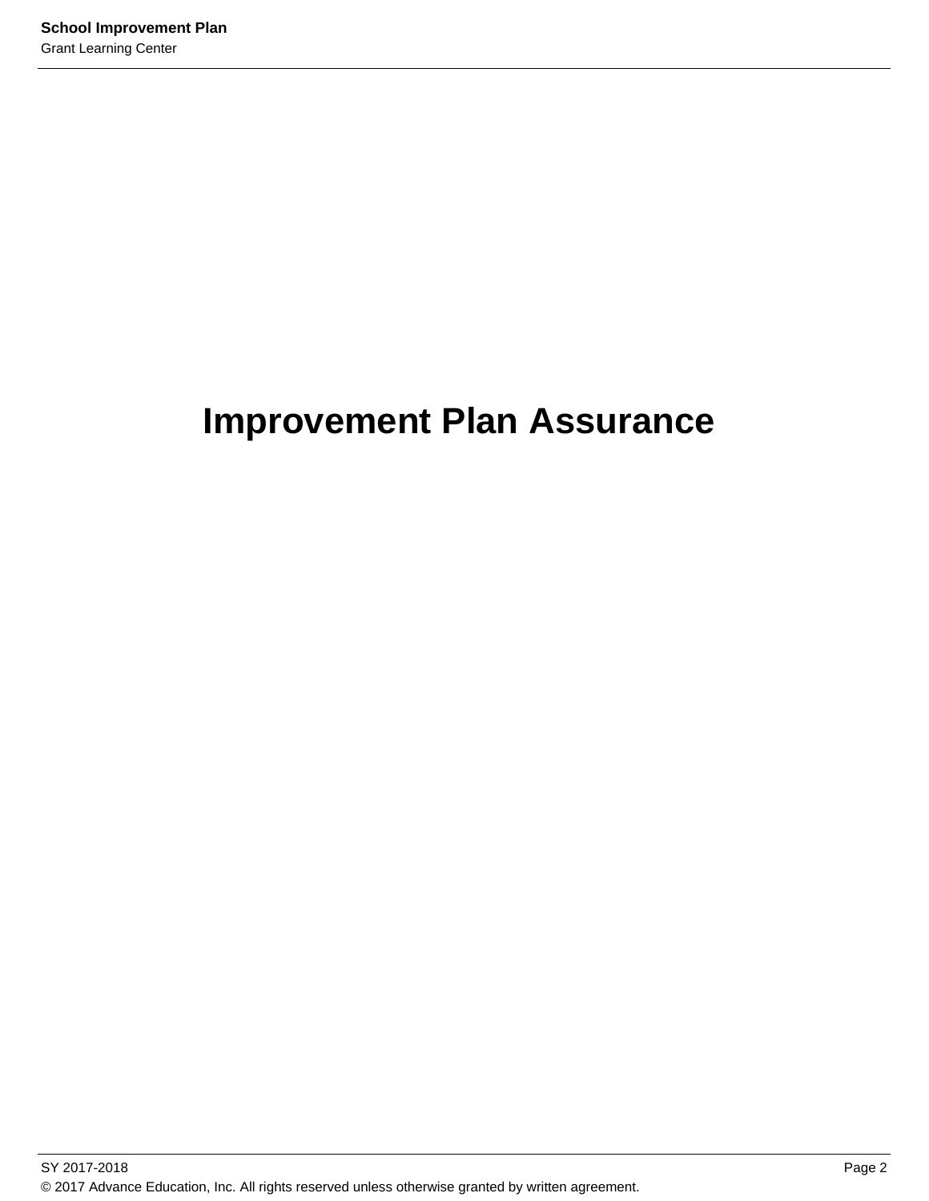# Improvement Plan Assurance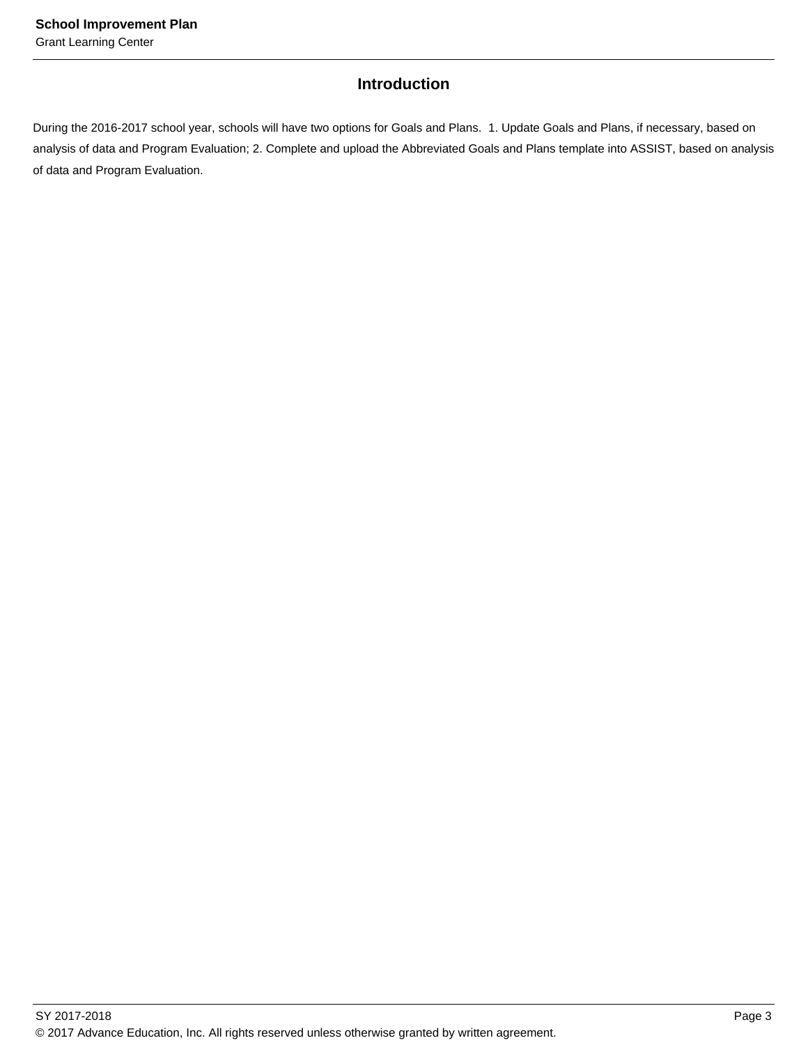## Introduction

During the 2016-2017 school year, schools will have two options for Goals and Plans.  1. Update Goals and Plans, if necessary, based on analysis of data and Program Evaluation; 2. Complete and upload the Abbreviated Goals and Plans template into ASSIST, based on analysis of data and Program Evaluation.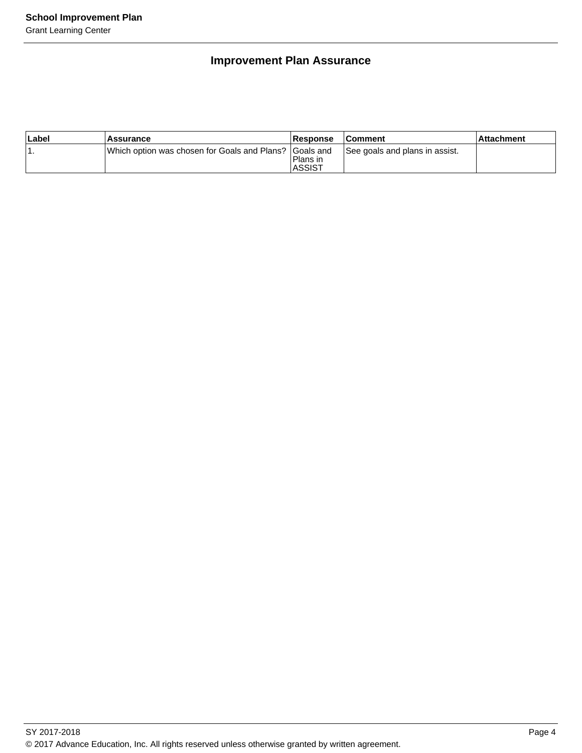## Improvement Plan Assurance

| Label | Assurance | Response | Comment | Attachment |
|---|---|---|---|---|
| 1. | Which option was chosen for Goals and Plans? | Goals and Plans in ASSIST | See goals and plans in assist. | |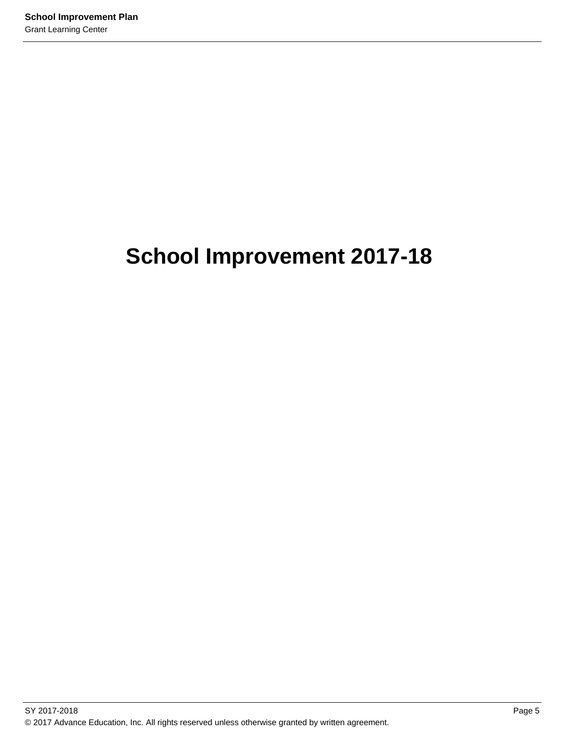# School Improvement 2017-18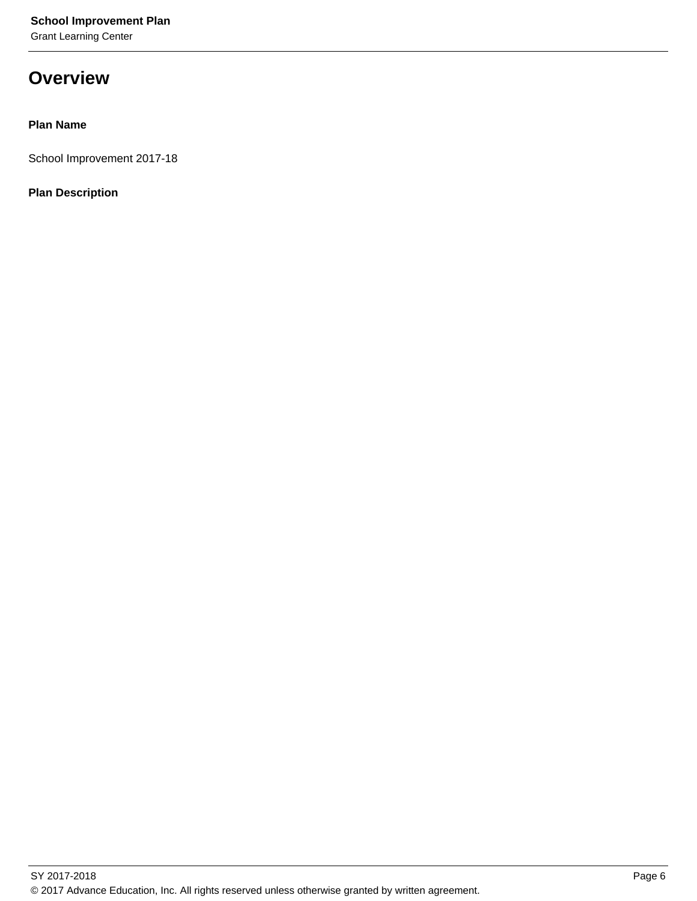# Overview

**Plan Name**

School Improvement 2017-18

**Plan Description**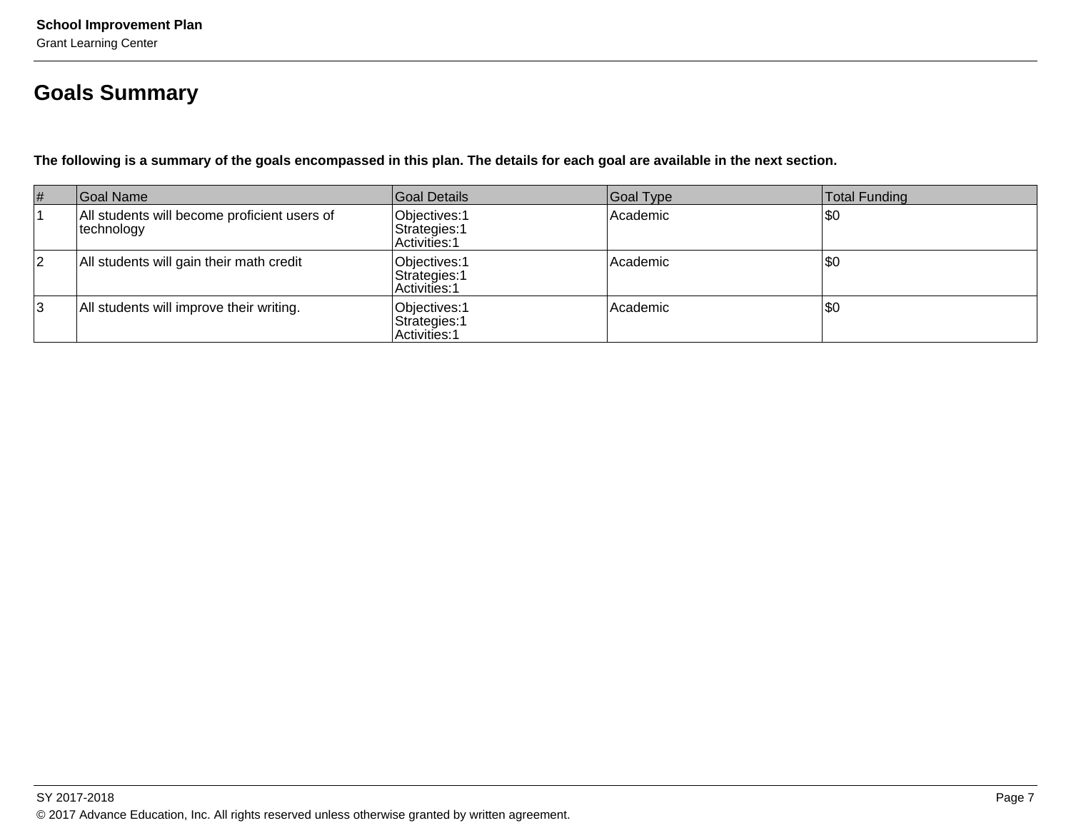## Goals Summary

**The following is a summary of the goals encompassed in this plan. The details for each goal are available in the next section.**

| # | Goal Name | Goal Details | Goal Type | Total Funding |
|---|---|---|---|---|
| 1 | All students will become proficient users of technology | Objectives:1<br>Strategies:1<br>Activities:1 | Academic | $0 |
| 2 | All students will gain their math credit | Objectives:1<br>Strategies:1<br>Activities:1 | Academic | $0 |
| 3 | All students will improve their writing. | Objectives:1<br>Strategies:1<br>Activities:1 | Academic | $0 |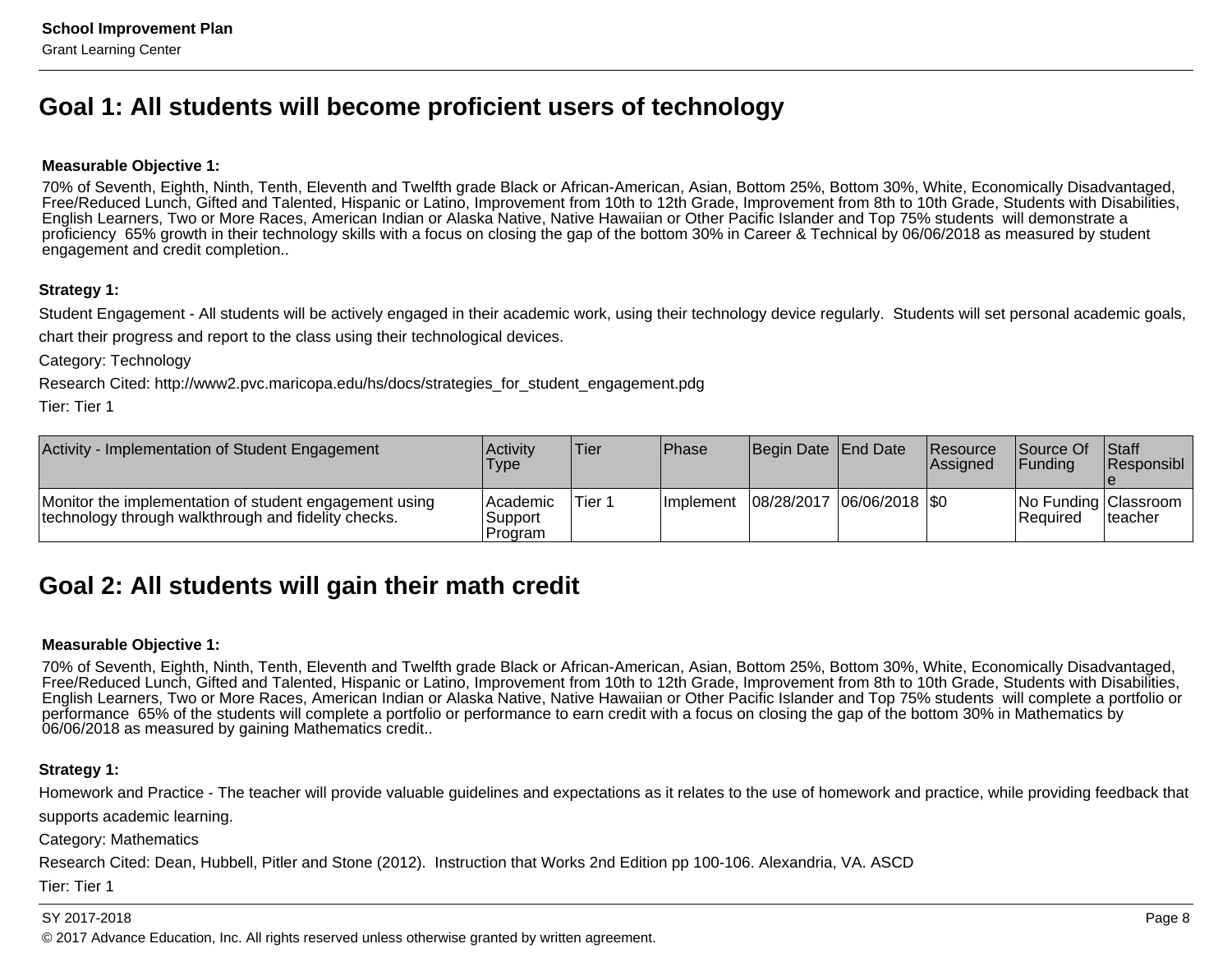## Goal 1: All students will become proficient users of technology

**Measurable Objective 1:**

70% of Seventh, Eighth, Ninth, Tenth, Eleventh and Twelfth grade Black or African-American, Asian, Bottom 25%, Bottom 30%, White, Economically Disadvantaged, Free/Reduced Lunch, Gifted and Talented, Hispanic or Latino, Improvement from 10th to 12th Grade, Improvement from 8th to 10th Grade, Students with Disabilities, English Learners, Two or More Races, American Indian or Alaska Native, Native Hawaiian or Other Pacific Islander and Top 75% students will demonstrate a proficiency 65% growth in their technology skills with a focus on closing the gap of the bottom 30% in Career & Technical by 06/06/2018 as measured by student engagement and credit completion..

**Strategy 1:**

Student Engagement - All students will be actively engaged in their academic work, using their technology device regularly. Students will set personal academic goals, chart their progress and report to the class using their technological devices.

Category: Technology

Research Cited: http://www2.pvc.maricopa.edu/hs/docs/strategies_for_student_engagement.pdg

Tier: Tier 1

| Activity - Implementation of Student Engagement | Activity Type | Tier | Phase | Begin Date | End Date | Resource Assigned | Source Of Funding | Staff Responsible |
|---|---|---|---|---|---|---|---|---|
| Monitor the implementation of student engagement using technology through walkthrough and fidelity checks. | Academic Support Program | Tier 1 | Implement | 08/28/2017 | 06/06/2018 | $0 | No Funding Required | Classroom teacher |

## Goal 2: All students will gain their math credit

**Measurable Objective 1:**

70% of Seventh, Eighth, Ninth, Tenth, Eleventh and Twelfth grade Black or African-American, Asian, Bottom 25%, Bottom 30%, White, Economically Disadvantaged, Free/Reduced Lunch, Gifted and Talented, Hispanic or Latino, Improvement from 10th to 12th Grade, Improvement from 8th to 10th Grade, Students with Disabilities, English Learners, Two or More Races, American Indian or Alaska Native, Native Hawaiian or Other Pacific Islander and Top 75% students will complete a portfolio or performance 65% of the students will complete a portfolio or performance to earn credit with a focus on closing the gap of the bottom 30% in Mathematics by 06/06/2018 as measured by gaining Mathematics credit..

**Strategy 1:**

Homework and Practice - The teacher will provide valuable guidelines and expectations as it relates to the use of homework and practice, while providing feedback that supports academic learning.

Category: Mathematics

Research Cited: Dean, Hubbell, Pitler and Stone (2012). Instruction that Works 2nd Edition pp 100-106. Alexandria, VA. ASCD

Tier: Tier 1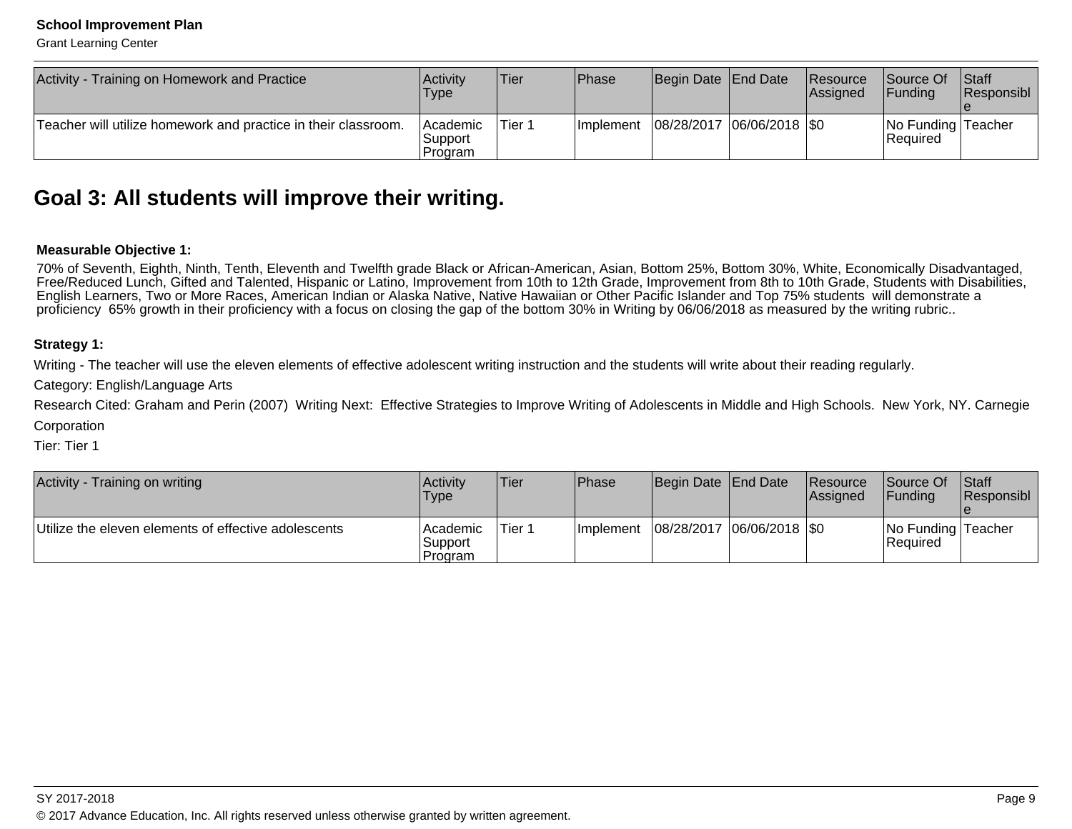| Activity - Training on Homework and Practice | Activity Type | Tier | Phase | Begin Date | End Date | Resource Assigned | Source Of Funding | Staff Responsible |
|---|---|---|---|---|---|---|---|---|
| Teacher will utilize homework and practice in their classroom. | Academic Support Program | Tier 1 | Implement | 08/28/2017 | 06/06/2018 | $0 | No Funding Required | Teacher |

## Goal 3: All students will improve their writing.

**Measurable Objective 1:**

70% of Seventh, Eighth, Ninth, Tenth, Eleventh and Twelfth grade Black or African-American, Asian, Bottom 25%, Bottom 30%, White, Economically Disadvantaged, Free/Reduced Lunch, Gifted and Talented, Hispanic or Latino, Improvement from 10th to 12th Grade, Improvement from 8th to 10th Grade, Students with Disabilities, English Learners, Two or More Races, American Indian or Alaska Native, Native Hawaiian or Other Pacific Islander and Top 75% students will demonstrate a proficiency 65% growth in their proficiency with a focus on closing the gap of the bottom 30% in Writing by 06/06/2018 as measured by the writing rubric..

**Strategy 1:**

Writing - The teacher will use the eleven elements of effective adolescent writing instruction and the students will write about their reading regularly.

Category: English/Language Arts

Research Cited: Graham and Perin (2007) Writing Next: Effective Strategies to Improve Writing of Adolescents in Middle and High Schools. New York, NY. Carnegie Corporation

Tier: Tier 1

| Activity - Training on writing | Activity Type | Tier | Phase | Begin Date | End Date | Resource Assigned | Source Of Funding | Staff Responsible |
|---|---|---|---|---|---|---|---|---|
| Utilize the eleven elements of effective adolescents | Academic Support Program | Tier 1 | Implement | 08/28/2017 | 06/06/2018 | $0 | No Funding Required | Teacher |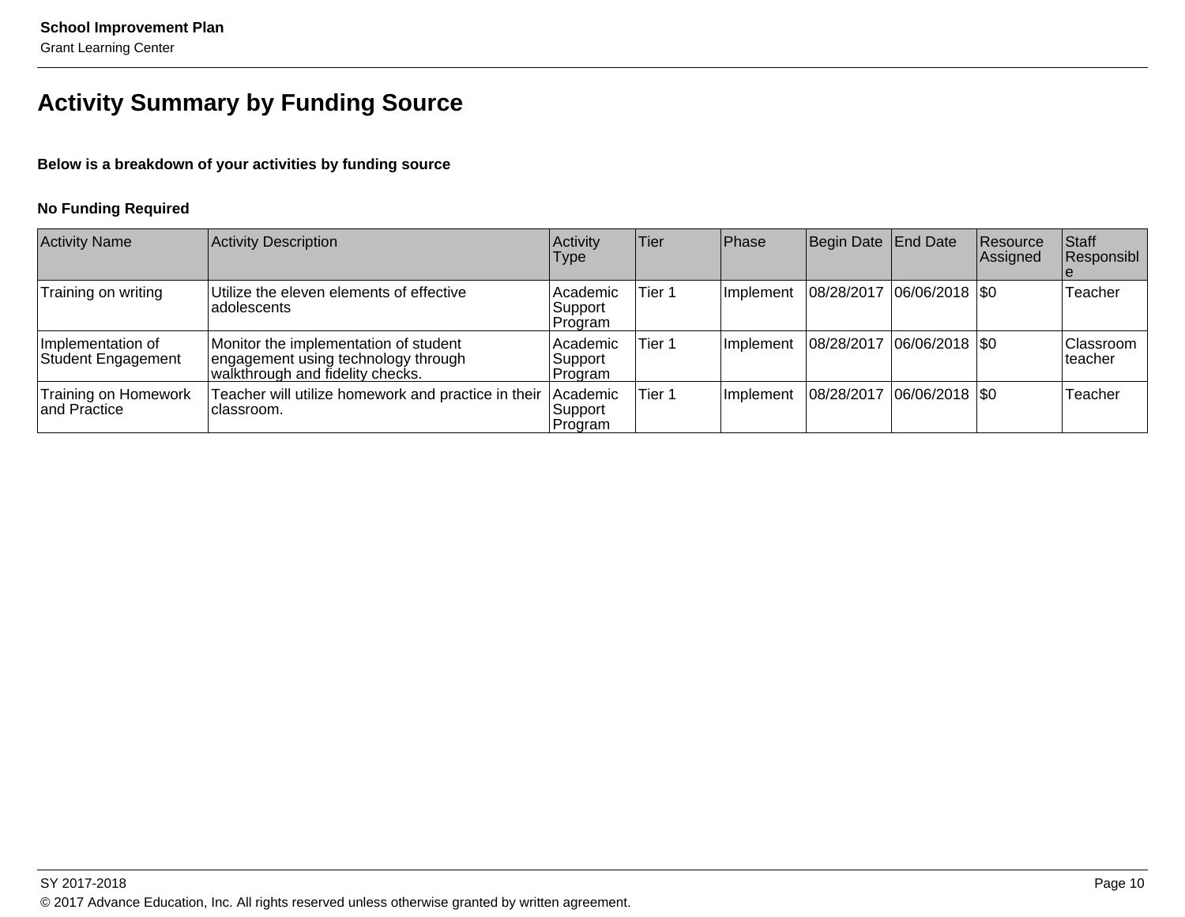## Activity Summary by Funding Source

**Below is a breakdown of your activities by funding source**

**No Funding Required**

| Activity Name | Activity Description | Activity Type | Tier | Phase | Begin Date | End Date | Resource Assigned | Staff Responsible |
|---|---|---|---|---|---|---|---|---|
| Training on writing | Utilize the eleven elements of effective adolescents | Academic Support Program | Tier 1 | Implement | 08/28/2017 | 06/06/2018 | $0 | Teacher |
| Implementation of Student Engagement | Monitor the implementation of student engagement using technology through walkthrough and fidelity checks. | Academic Support Program | Tier 1 | Implement | 08/28/2017 | 06/06/2018 | $0 | Classroom teacher |
| Training on Homework and Practice | Teacher will utilize homework and practice in their classroom. | Academic Support Program | Tier 1 | Implement | 08/28/2017 | 06/06/2018 | $0 | Teacher |